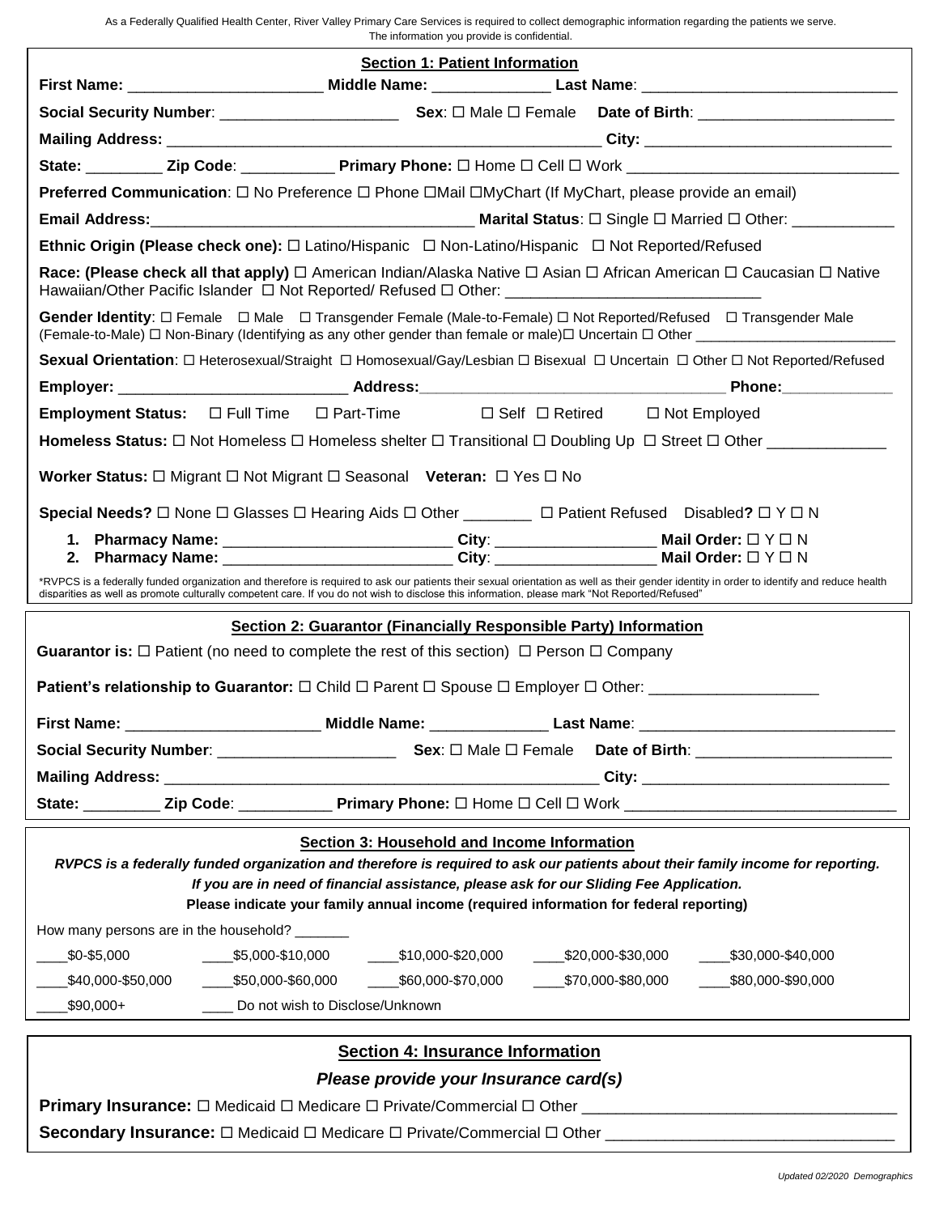As a Federally Qualified Health Center, River Valley Primary Care Services is required to collect demographic information regarding the patients we serve. The information you provide is confidential.

## Section 1: Patient Information

**First Name:** ______________________ **Middle Name:** _____________ **Last Name**: _____________________________

**Social Security Number**: ____________________ **Sex**: ☐ Male ☐ Female **Date of Birth**: ______________________

**Mailing Address:** ___________________________________________________ **City:** ____________________________

**State:** _________ **Zip Code**: ___________ **Primary Phone:** ☐ Home ☐ Cell ☐ Work _______________________________

**Preferred Communication**: ☐ No Preference ☐ Phone ☐Mail ☐MyChart (If MyChart, please provide an email)

**Email Address:**_____________________________________ **Marital Status**: ☐ Single ☐ Married ☐ Other: ___________

**Ethnic Origin (Please check one):** ☐ Latino/Hispanic ☐ Non-Latino/Hispanic ☐ Not Reported/Refused

**Race: (Please check all that apply)** ☐ American Indian/Alaska Native ☐ Asian ☐ African American ☐ Caucasian ☐ Native Hawaiian/Other Pacific Islander ☐ Not Reported/ Refused ☐ Other: _____________________________

**Gender Identity**: ☐ Female ☐ Male ☐ Transgender Female (Male-to-Female) ☐ Not Reported/Refused ☐ Transgender Male (Female-to-Male) ☐ Non-Binary (Identifying as any other gender than female or male)☐ Uncertain ☐ Other ________________________

**Sexual Orientation**: ☐ Heterosexual/Straight ☐ Homosexual/Gay/Lesbian ☐ Bisexual ☐ Uncertain ☐ Other ☐ Not Reported/Refused

**Employer:** __________________________ **Address:**___________________________________ **Phone:**_____________

**Employment Status:** ☐ Full Time ☐ Part-Time ☐ Self ☐ Retired ☐ Not Employed

**Homeless Status:** ☐ Not Homeless ☐ Homeless shelter ☐ Transitional ☐ Doubling Up ☐ Street ☐ Other _____________

**Worker Status:** ☐ Migrant ☐ Not Migrant ☐ Seasonal **Veteran:** ☐ Yes ☐ No

**Special Needs?** ☐ None ☐ Glasses ☐ Hearing Aids ☐ Other ________ ☐ Patient Refused Disabled**?** ☐ Y ☐ N

1. **Pharmacy Name:** ___________________________ **City**: __________________ **Mail Order:** ☐ Y ☐ N
2. **Pharmacy Name:** ___________________________ **City**: __________________ **Mail Order:** ☐ Y ☐ N

*RVPCS is a federally funded organization and therefore is required to ask our patients their sexual orientation as well as their gender identity in order to identify and reduce health disparities as well as promote culturally competent care. If you do not wish to disclose this information, please mark "Not Reported/Refused"

## Section 2: Guarantor (Financially Responsible Party) Information

**Guarantor is:** ☐ Patient (no need to complete the rest of this section) ☐ Person ☐ Company

**Patient's relationship to Guarantor:** ☐ Child ☐ Parent ☐ Spouse ☐ Employer ☐ Other: ___________________

**First Name:** ______________________ **Middle Name:** _____________ **Last Name**: _____________________________

**Social Security Number**: ____________________ **Sex**: ☐ Male ☐ Female **Date of Birth**: ______________________

**Mailing Address:** ___________________________________________________ **City:** ____________________________

**State:** _________ **Zip Code**: ___________ **Primary Phone:** ☐ Home ☐ Cell ☐ Work _______________________________

## Section 3: Household and Income Information

***RVPCS is a federally funded organization and therefore is required to ask our patients about their family income for reporting.***

***If you are in need of financial assistance, please ask for our Sliding Fee Application.***

**Please indicate your family annual income (required information for federal reporting)**

How many persons are in the household? _______

____$0-$5,000 ____$5,000-$10,000 ____$10,000-$20,000 ____$20,000-$30,000 ____$30,000-$40,000

____$40,000-$50,000 ____$50,000-$60,000 ____$60,000-$70,000 ____$70,000-$80,000 ____$80,000-$90,000

____$90,000+ ____ Do not wish to Disclose/Unknown

## Section 4: Insurance Information

***Please provide your Insurance card(s)***

**Primary Insurance:** ☐ Medicaid ☐ Medicare ☐ Private/Commercial ☐ Other ___________________________________

**Secondary Insurance:** ☐ Medicaid ☐ Medicare ☐ Private/Commercial ☐ Other _________________________________

*Updated 02/2020 Demographics*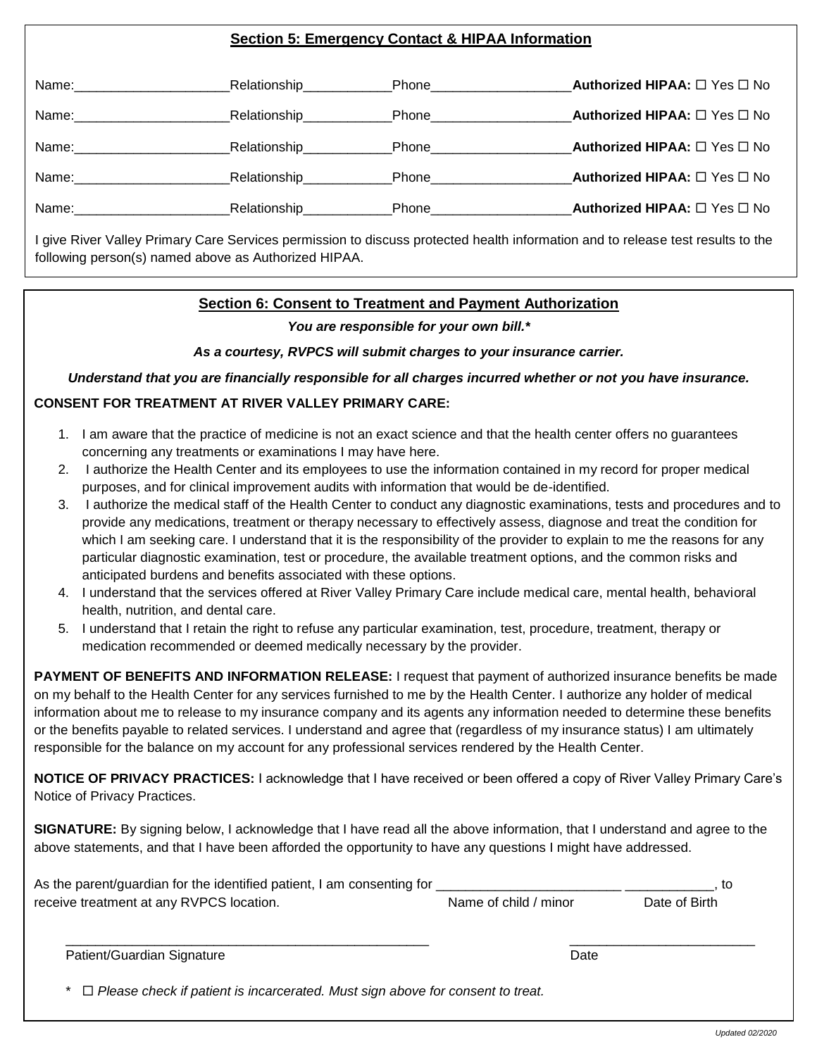## Section 5: Emergency Contact & HIPAA Information

Name:_____________________ Relationship____________ Phone___________________ **Authorized HIPAA:** ☐ Yes ☐ No

Name:_____________________ Relationship____________ Phone___________________ **Authorized HIPAA:** ☐ Yes ☐ No

Name:_____________________ Relationship____________ Phone___________________ **Authorized HIPAA:** ☐ Yes ☐ No

Name:_____________________ Relationship____________ Phone___________________ **Authorized HIPAA:** ☐ Yes ☐ No

Name:_____________________ Relationship____________ Phone___________________ **Authorized HIPAA:** ☐ Yes ☐ No

I give River Valley Primary Care Services permission to discuss protected health information and to release test results to the following person(s) named above as Authorized HIPAA.

## Section 6: Consent to Treatment and Payment Authorization

***You are responsible for your own bill.****

***As a courtesy, RVPCS will submit charges to your insurance carrier.***

***Understand that you are financially responsible for all charges incurred whether or not you have insurance.***

**CONSENT FOR TREATMENT AT RIVER VALLEY PRIMARY CARE:**

1. I am aware that the practice of medicine is not an exact science and that the health center offers no guarantees concerning any treatments or examinations I may have here.
2. I authorize the Health Center and its employees to use the information contained in my record for proper medical purposes, and for clinical improvement audits with information that would be de-identified.
3. I authorize the medical staff of the Health Center to conduct any diagnostic examinations, tests and procedures and to provide any medications, treatment or therapy necessary to effectively assess, diagnose and treat the condition for which I am seeking care. I understand that it is the responsibility of the provider to explain to me the reasons for any particular diagnostic examination, test or procedure, the available treatment options, and the common risks and anticipated burdens and benefits associated with these options.
4. I understand that the services offered at River Valley Primary Care include medical care, mental health, behavioral health, nutrition, and dental care.
5. I understand that I retain the right to refuse any particular examination, test, procedure, treatment, therapy or medication recommended or deemed medically necessary by the provider.

**PAYMENT OF BENEFITS AND INFORMATION RELEASE:** I request that payment of authorized insurance benefits be made on my behalf to the Health Center for any services furnished to me by the Health Center. I authorize any holder of medical information about me to release to my insurance company and its agents any information needed to determine these benefits or the benefits payable to related services. I understand and agree that (regardless of my insurance status) I am ultimately responsible for the balance on my account for any professional services rendered by the Health Center.

**NOTICE OF PRIVACY PRACTICES:** I acknowledge that I have received or been offered a copy of River Valley Primary Care's Notice of Privacy Practices.

**SIGNATURE:** By signing below, I acknowledge that I have read all the above information, that I understand and agree to the above statements, and that I have been afforded the opportunity to have any questions I might have addressed.

As the parent/guardian for the identified patient, I am consenting for _________________________ ____________, to receive treatment at any RVPCS location.
Name of child / minor Date of Birth

_________________________________________________ _________________________

Patient/Guardian Signature Date

\* ☐ *Please check if patient is incarcerated. Must sign above for consent to treat.*

*Updated 02/2020*